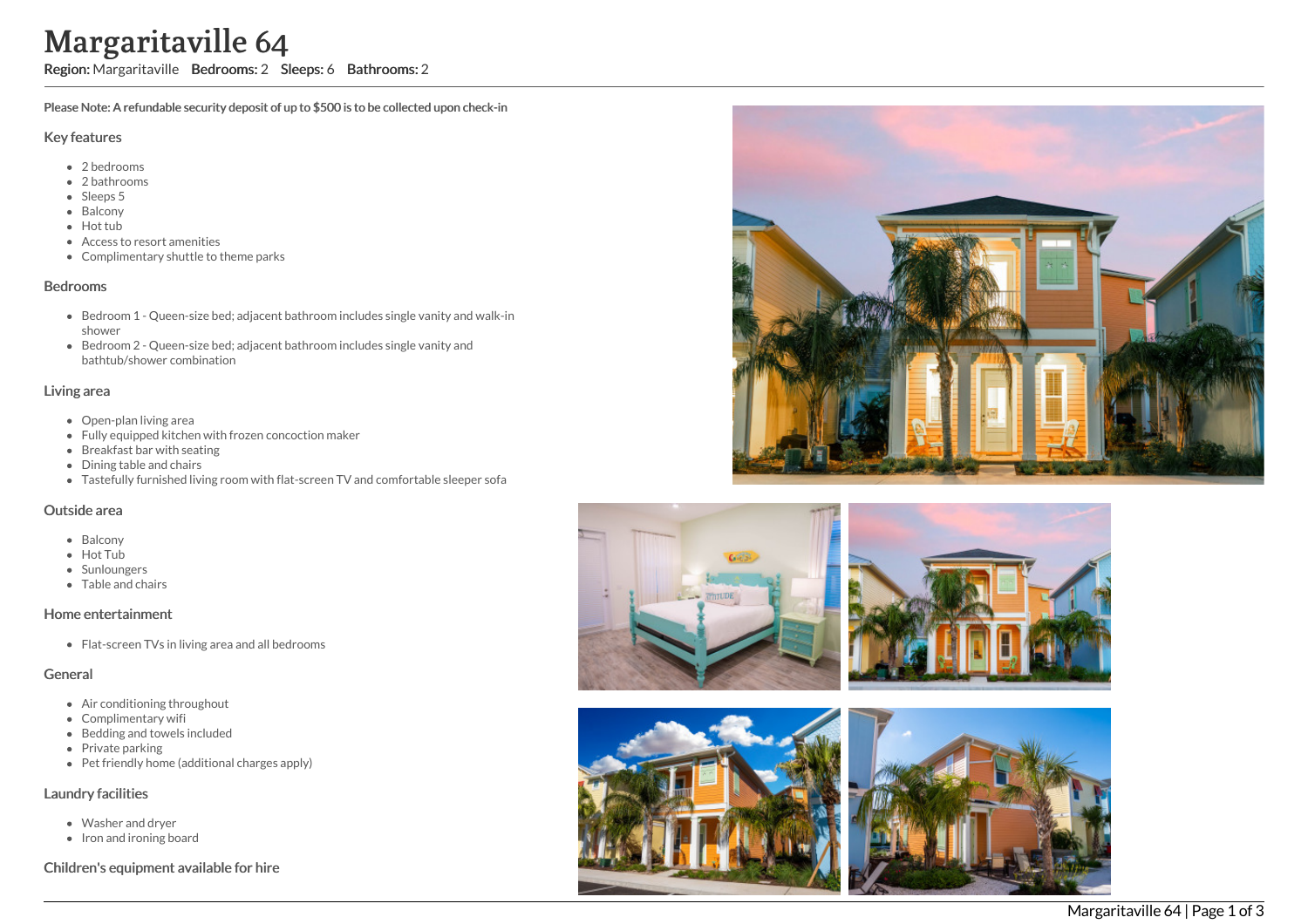# Margaritaville 64

**Region:** Margaritaville **Bedrooms:** 2 **Sleeps:** 6 **Bathrooms:** 2

**Please Note: A refundable security deposit of up to $500 is to be collected upon check-in**

## Key features

- 2 bedrooms
- 2 bathrooms
- Sleeps 5
- Balcony
- Hot tub
- Access to resort amenities
- Complimentary shuttle to theme parks

## Bedrooms

- Bedroom 1 - Queen-size bed; adjacent bathroom includes single vanity and walk-in shower
- Bedroom 2 - Queen-size bed; adjacent bathroom includes single vanity and bathtub/shower combination

## Living area

- Open-plan living area
- Fully equipped kitchen with frozen concoction maker
- Breakfast bar with seating
- Dining table and chairs
- Tastefully furnished living room with flat-screen TV and comfortable sleeper sofa

## Outside area

- Balcony
- Hot Tub
- Sunloungers
- Table and chairs

## Home entertainment

- Flat-screen TVs in living area and all bedrooms

## General

- Air conditioning throughout
- Complimentary wifi
- Bedding and towels included
- Private parking
- Pet friendly home (additional charges apply)

## Laundry facilities

- Washer and dryer
- Iron and ironing board

## Children's equipment available for hire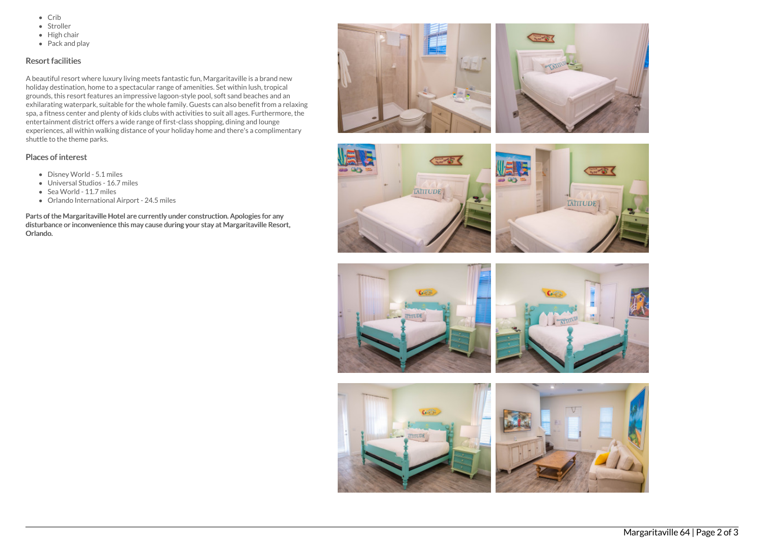- Crib
- Stroller
- High chair
- Pack and play

## Resort facilities

A beautiful resort where luxury living meets fantastic fun, Margaritaville is a brand new holiday destination, home to a spectacular range of amenities. Set within lush, tropical grounds, this resort features an impressive lagoon-style pool, soft sand beaches and an exhilarating waterpark, suitable for the whole family. Guests can also benefit from a relaxing spa, a fitness center and plenty of kids clubs with activities to suit all ages. Furthermore, the entertainment district offers a wide range of first-class shopping, dining and lounge experiences, all within walking distance of your holiday home and there's a complimentary shuttle to the theme parks.

## Places of interest

- Disney World - 5.1 miles
- Universal Studios - 16.7 miles
- Sea World - 11.7 miles
- Orlando International Airport - 24.5 miles

**Parts of the Margaritaville Hotel are currently under construction. Apologies for any disturbance or inconvenience this may cause during your stay at Margaritaville Resort, Orlando.**